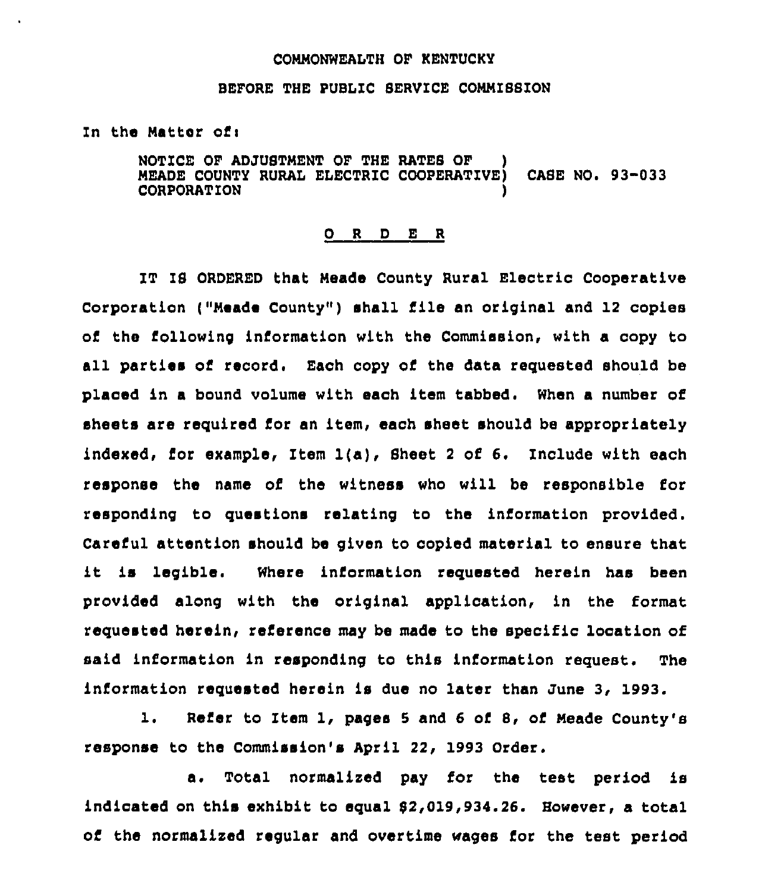COMMONWEALTH OF KENTUCKY

BEFORE THE PUBLIC SERVICE COMMISSION

In the Matter of:

NOTICE OF ADJUSTMENT OF THE RATES OF MEADE COUNTY RURAL ELECTRIC COOPERATIVE CORPORATION ) CASE NO. 93-033

## O R D E R

IT IS ORDERED that Meade County Rural Electric Cooperative Corporation ("Meade County") shall file an original and 12 copies of the following information with the Commission, with a copy to all parties of record. Each copy of the data requested should be placed in a bound volume with each item tabbed. When a number of sheets are required for an item, each sheet should be appropriately indexed, for example, Item 1(a), Sheet 2 of 6. Include with each response the name of the witness who will be responsible for responding to questions relating to the information provided. Careful attention should be given to copied material to ensure that it is legible. Where information requested herein has been provided along with the original application, in the format requested herein, reference may be made to the specific location of said information in responding to this information request. The information requested herein is due no later than June 3, 1993.

1. Refer to Item 1, pages 5 and 6 of 8, of Meade County's response to the Commission's April 22, 1993 Order.

a. Total normalized pay for the test period is indicated on this exhibit to equal $2,019,934.26. However, a total of the normalized regular and overtime wages for the test period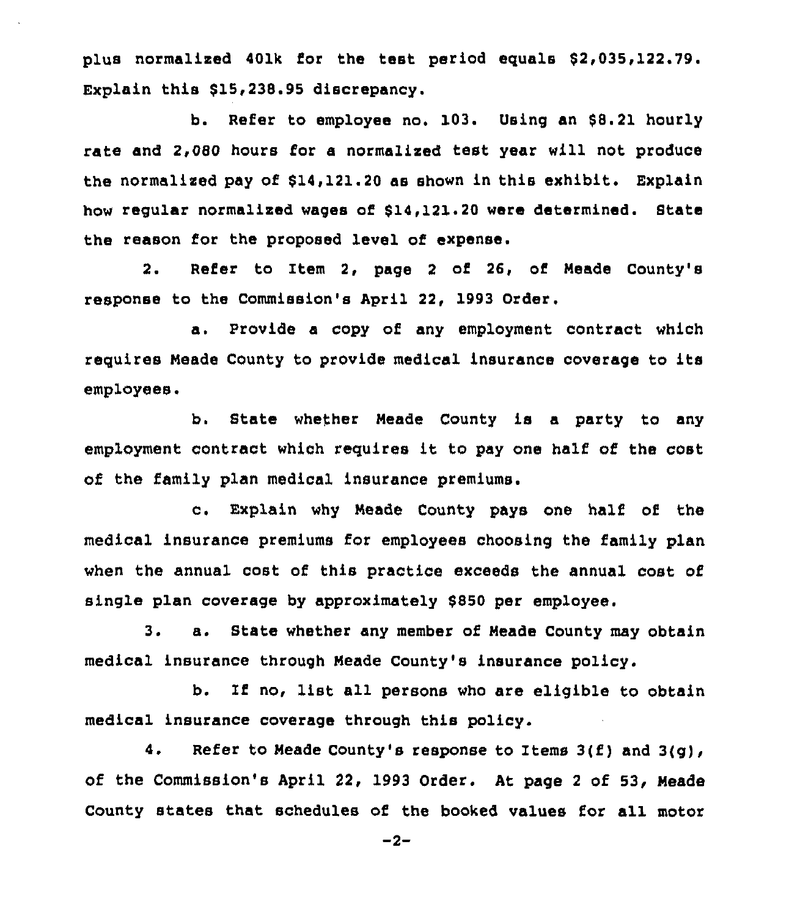plus normalized 401k for the test period equals $2,035,122.79. Explain this $15,238.95 discrepancy.

b. Refer to employee no. 103. Using an $8.21 hourly rate and 2,080 hours for a normalized test year will not produce the normalized pay of $14,121.20 as shown in this exhibit. Explain how regular normalized wages of $14,121.20 were determined. State the reason for the proposed level of expense.

2. Refer to Item 2, page 2 of 26, of Meade County's response to the Commission's April 22, 1993 Order.

a. Provide a copy of any employment contract which requires Meade County to provide medical insurance coverage to its employees.

b. State whether Meade County is a party to any employment contract which requires it to pay one half of the cost of the family plan medical insurance premiums.

c. Explain why Meade County pays one half of the medical insurance premiums for employees choosing the family plan when the annual cost of this practice exceeds the annual cost of single plan coverage by approximately $850 per employee.

3. a. State whether any member of Meade County may obtain medical insurance through Meade County's insurance policy.

b. If no, list all persons who are eligible to obtain medical insurance coverage through this policy.

4. Refer to Meade County's response to Items 3(f) and 3(g), of the Commission's April 22, 1993 Order. At page 2 of 53, Meade County states that schedules of the booked values for all motor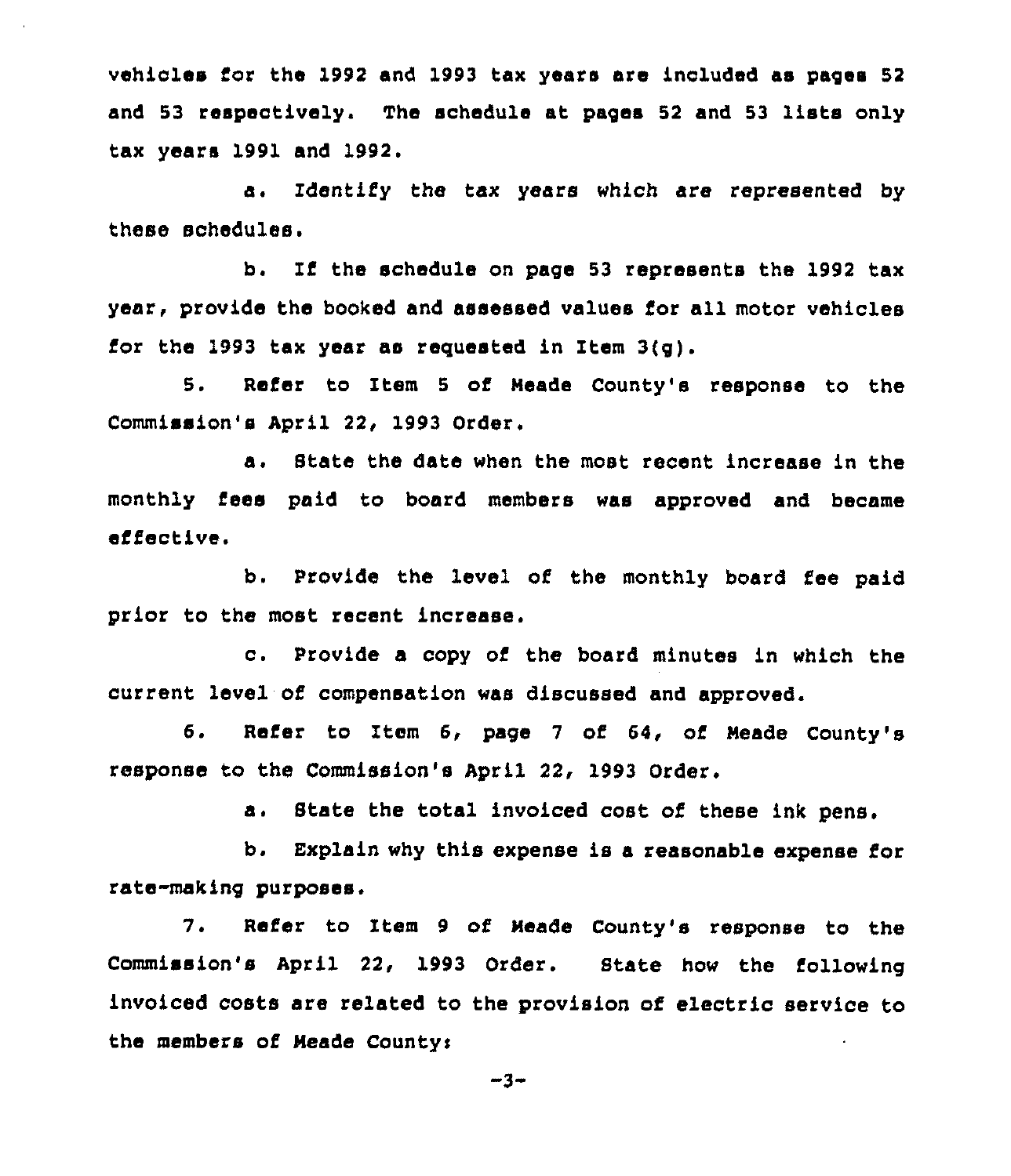vehicles for the 1992 and 1993 tax years are included as pages 52 and 53 respectively. The schedule at pages 52 and 53 lists only tax years 1991 and 1992.

a. Identify the tax years which are represented by these schedules.

b. If the schedule on page 53 represents the 1992 tax year, provide the booked and assessed values for all motor vehicles for the 1993 tax year as requested in Item 3(g).

5. Refer to Item 5 of Meade County's response to the Commission's April 22, 1993 Order.

a. State the date when the most recent increase in the monthly fees paid to board members was approved and became effective.

b. Provide the level of the monthly board fee paid prior to the most recent increase.

c. Provide a copy of the board minutes in which the current level of compensation was discussed and approved.

6. Refer to Item 6, page 7 of 64, of Meade County's response to the Commission's April 22, 1993 Order.

a. State the total invoiced cost of these ink pens.

b. Explain why this expense is a reasonable expense for rate-making purposes.

7. Refer to Item 9 of Meade County's response to the Commission's April 22, 1993 Order. State how the following invoiced costs are related to the provision of electric service to the members of Meade County: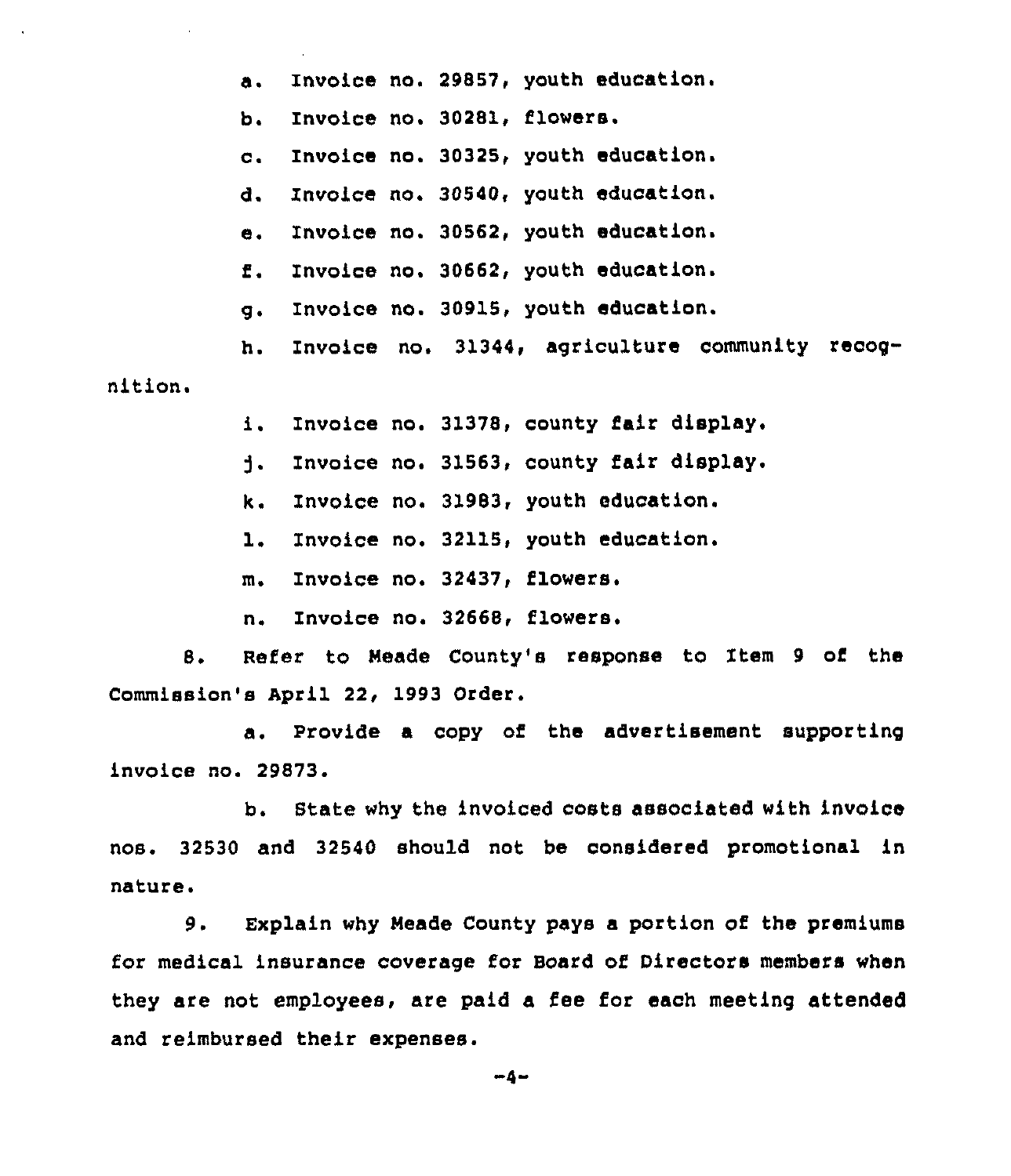a. Invoice no. 29857, youth education.

b. Invoice no. 30281, flowers.

c. Invoice no. 30325, youth education.

d. Invoice no. 30540, youth education.

e. Invoice no. 30562, youth education.

f. Invoice no. 30662, youth education.

g. Invoice no. 30915, youth education.

h. Invoice no. 31344, agriculture community recognition.

i. Invoice no. 31378, county fair display.

j. Invoice no. 31563, county fair display.

k. Invoice no. 31983, youth education.

l. Invoice no. 32115, youth education.

m. Invoice no. 32437, flowers.

n. Invoice no. 32668, flowers.

8. Refer to Meade County's response to Item 9 of the Commission's April 22, 1993 Order.

a. Provide a copy of the advertisement supporting invoice no. 29873.

b. State why the invoiced costs associated with invoice nos. 32530 and 32540 should not be considered promotional in nature.

9. Explain why Meade County pays a portion of the premiums for medical insurance coverage for Board of Directors members when they are not employees, are paid a fee for each meeting attended and reimbursed their expenses.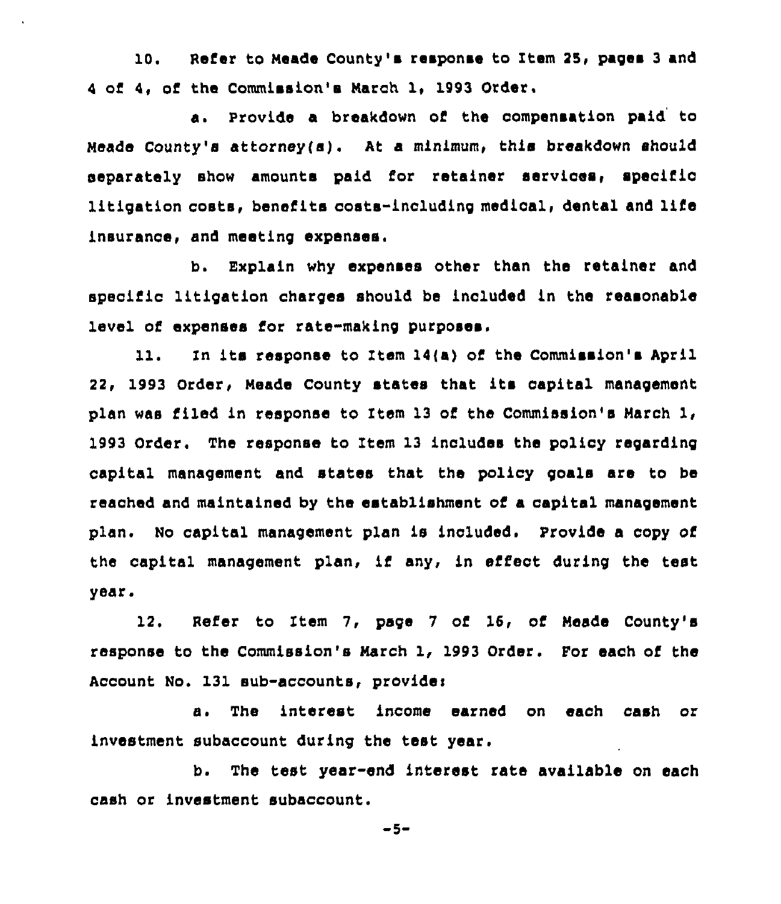10. Refer to Meade County's response to Item 25, pages 3 and 4 of 4, of the Commission's March 1, 1993 Order.

a. Provide a breakdown of the compensation paid to Meade County's attorney(s). At a minimum, this breakdown should separately show amounts paid for retainer services, specific litigation costs, benefits costs-including medical, dental and life insurance, and meeting expenses.

b. Explain why expenses other than the retainer and specific litigation charges should be included in the reasonable level of expenses for rate-making purposes.

11. In its response to Item 14(a) of the Commission's April 22, 1993 Order, Meade County states that its capital management plan was filed in response to Item 13 of the Commission's March 1, 1993 Order. The response to Item 13 includes the policy regarding capital management and states that the policy goals are to be reached and maintained by the establishment of a capital management plan. No capital management plan is included. Provide a copy of the capital management plan, if any, in effect during the test year.

12. Refer to Item 7, page 7 of 16, of Meade County's response to the Commission's March 1, 1993 Order. For each of the Account No. 131 sub-accounts, provide:

a. The interest income earned on each cash or investment subaccount during the test year.

b. The test year-end interest rate available on each cash or investment subaccount.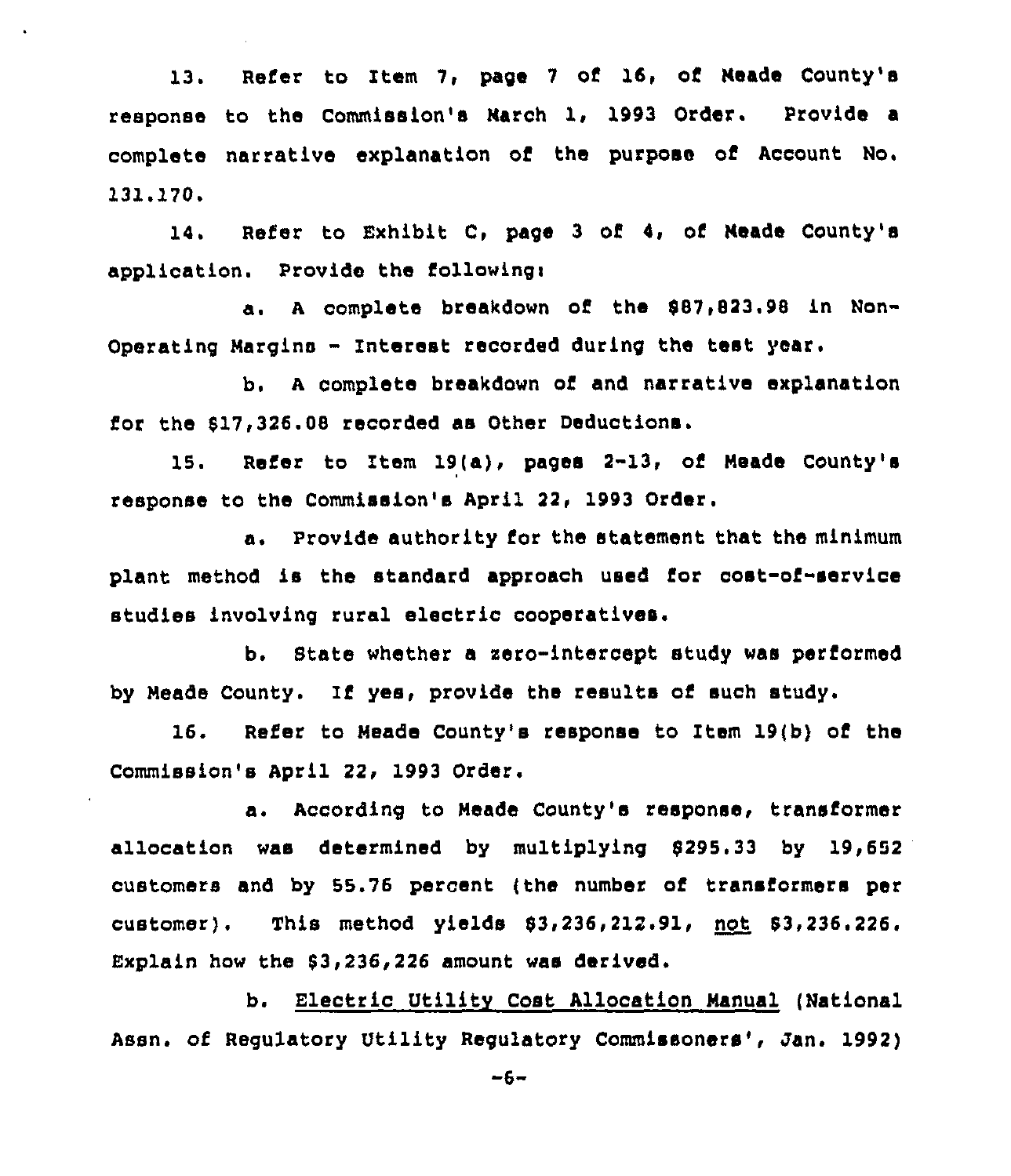13. Refer to Item 7, page 7 of 16, of Meade County's response to the Commission's March 1, 1993 Order. Provide a complete narrative explanation of the purpose of Account No. 131.170.

14. Refer to Exhibit C, page 3 of 4, of Meade County's application. Provide the following:

a. A complete breakdown of the $87,823.98 in Non-Operating Margins - Interest recorded during the test year.

b. A complete breakdown of and narrative explanation for the $17,326.08 recorded as Other Deductions.

15. Refer to Item 19(a), pages 2-13, of Meade County's response to the Commission's April 22, 1993 Order.

a. Provide authority for the statement that the minimum plant method is the standard approach used for cost-of-service studies involving rural electric cooperatives.

b. State whether a zero-intercept study was performed by Meade County. If yes, provide the results of such study.

16. Refer to Meade County's response to Item 19(b) of the Commission's April 22, 1993 Order.

a. According to Meade County's response, transformer allocation was determined by multiplying $295.33 by 19,652 customers and by 55.76 percent (the number of transformers per customer). This method yields $3,236,212.91, <u>not</u> $3,236.226. Explain how the $3,236,226 amount was derived.

b. <u>Electric Utility Cost Allocation Manual</u> (National Assn. of Regulatory Utility Regulatory Commissoners', Jan. 1992)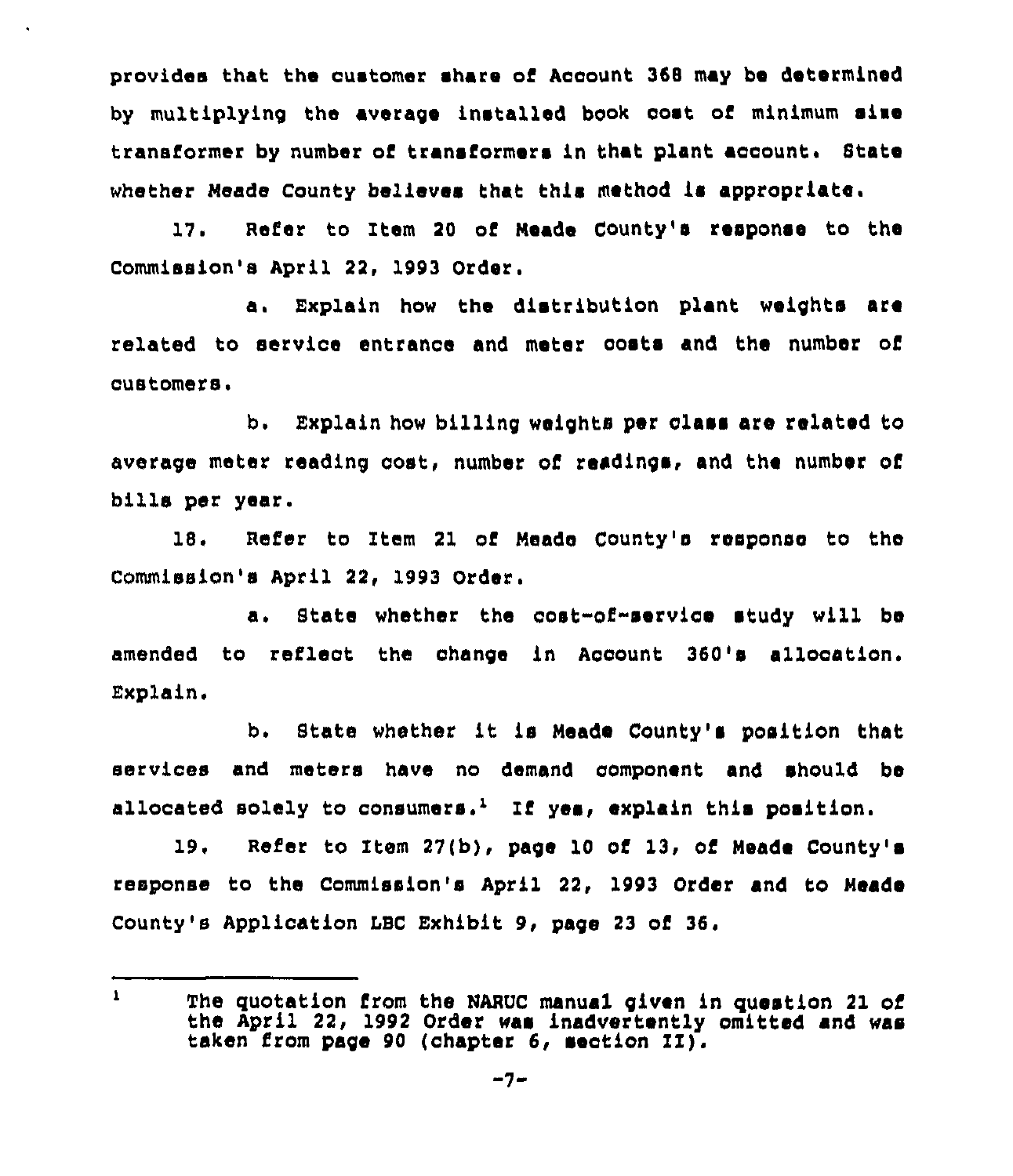provides that the customer share of Account 368 may be determined by multiplying the average installed book cost of minimum size transformer by number of transformers in that plant account. State whether Meade County believes that this method is appropriate.

17. Refer to Item 20 of Meade County's response to the Commission's April 22, 1993 Order.

a. Explain how the distribution plant weights are related to service entrance and meter costs and the number of customers.

b. Explain how billing weights per class are related to average meter reading cost, number of readings, and the number of bills per year.

18. Refer to Item 21 of Meade County's response to the Commission's April 22, 1993 Order.

a. State whether the cost-of-service study will be amended to reflect the change in Account 360's allocation. Explain.

b. State whether it is Meade County's position that services and meters have no demand component and should be allocated solely to consumers.[1] If yes, explain this position.

19. Refer to Item 27(b), page 10 of 13, of Meade County's response to the Commission's April 22, 1993 Order and to Meade County's Application LBC Exhibit 9, page 23 of 36.

---

[1] The quotation from the NARUC manual given in question 21 of the April 22, 1992 Order was inadvertently omitted and was taken from page 90 (chapter 6, section II).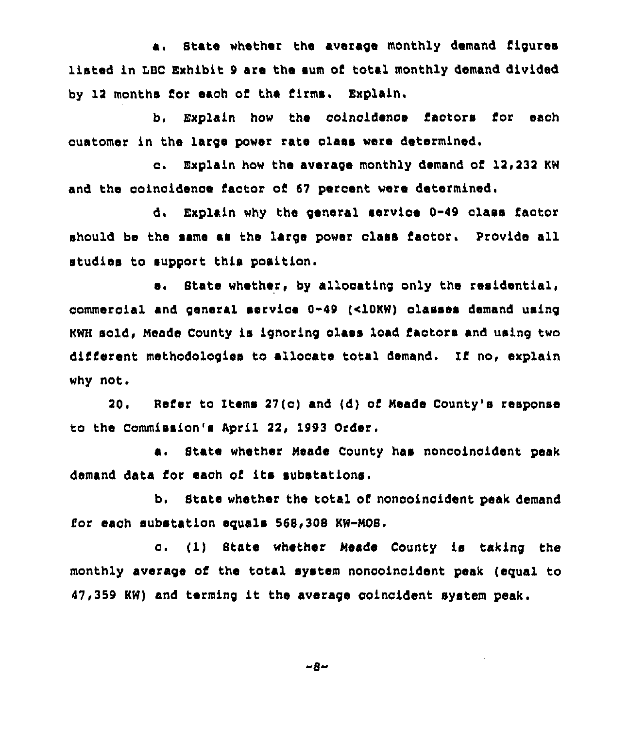a. State whether the average monthly demand figures listed in LBC Exhibit 9 are the sum of total monthly demand divided by 12 months for each of the firms. Explain.

b. Explain how the coincidence factors for each customer in the large power rate class were determined.

c. Explain how the average monthly demand of 12,232 KW and the coincidence factor of 67 percent were determined.

d. Explain why the general service 0-49 class factor should be the same as the large power class factor. Provide all studies to support this position.

e. State whether, by allocating only the residential, commercial and general service 0-49 (<10KW) classes demand using KWH sold, Meade County is ignoring class load factors and using two different methodologies to allocate total demand. If no, explain why not.

20. Refer to Items 27(c) and (d) of Meade County's response to the Commission's April 22, 1993 Order.

a. State whether Meade County has noncoincident peak demand data for each of its substations.

b. State whether the total of noncoincident peak demand for each substation equals 568,308 KW-MOS.

c. (1) State whether Meade County is taking the monthly average of the total system noncoincident peak (equal to 47,359 KW) and terming it the average coincident system peak.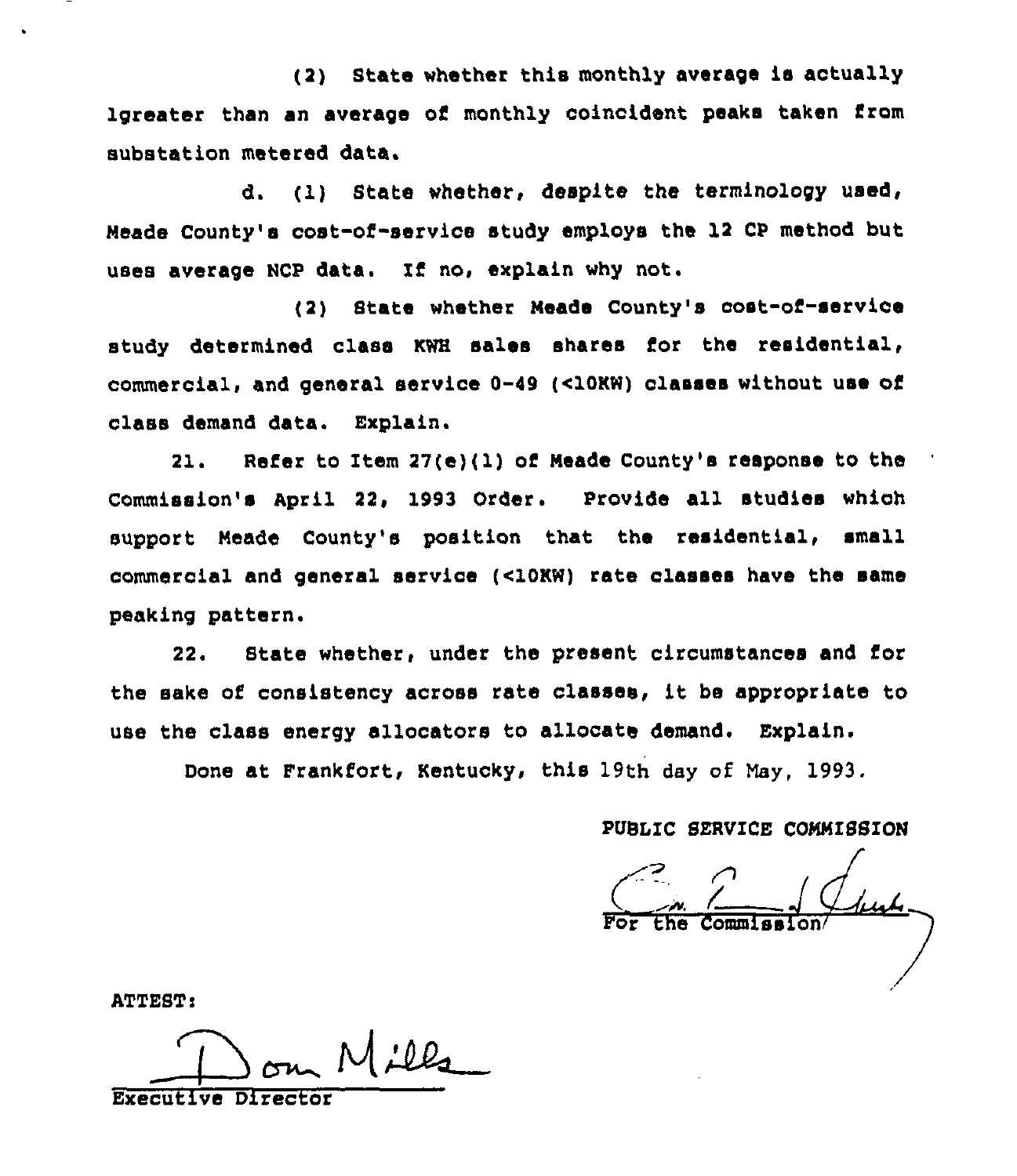(2) State whether this monthly average is actually lgreater than an average of monthly coincident peaks taken from substation metered data.

d. (1) State whether, despite the terminology used, Meade County's cost-of-service study employs the 12 CP method but uses average NCP data. If no, explain why not.

(2) State whether Meade County's cost-of-service study determined class KWH sales shares for the residential, commercial, and general service 0-49 (<10KW) classes without use of class demand data. Explain.

21. Refer to Item 27(e)(1) of Meade County's response to the Commission's April 22, 1993 Order. Provide all studies which support Meade County's position that the residential, small commercial and general service (<10KW) rate classes have the same peaking pattern.

22. State whether, under the present circumstances and for the sake of consistency across rate classes, it be appropriate to use the class energy allocators to allocate demand. Explain.

Done at Frankfort, Kentucky, this 19th day of May, 1993.

PUBLIC SERVICE COMMISSION

For the Commission

ATTEST:

Executive Director